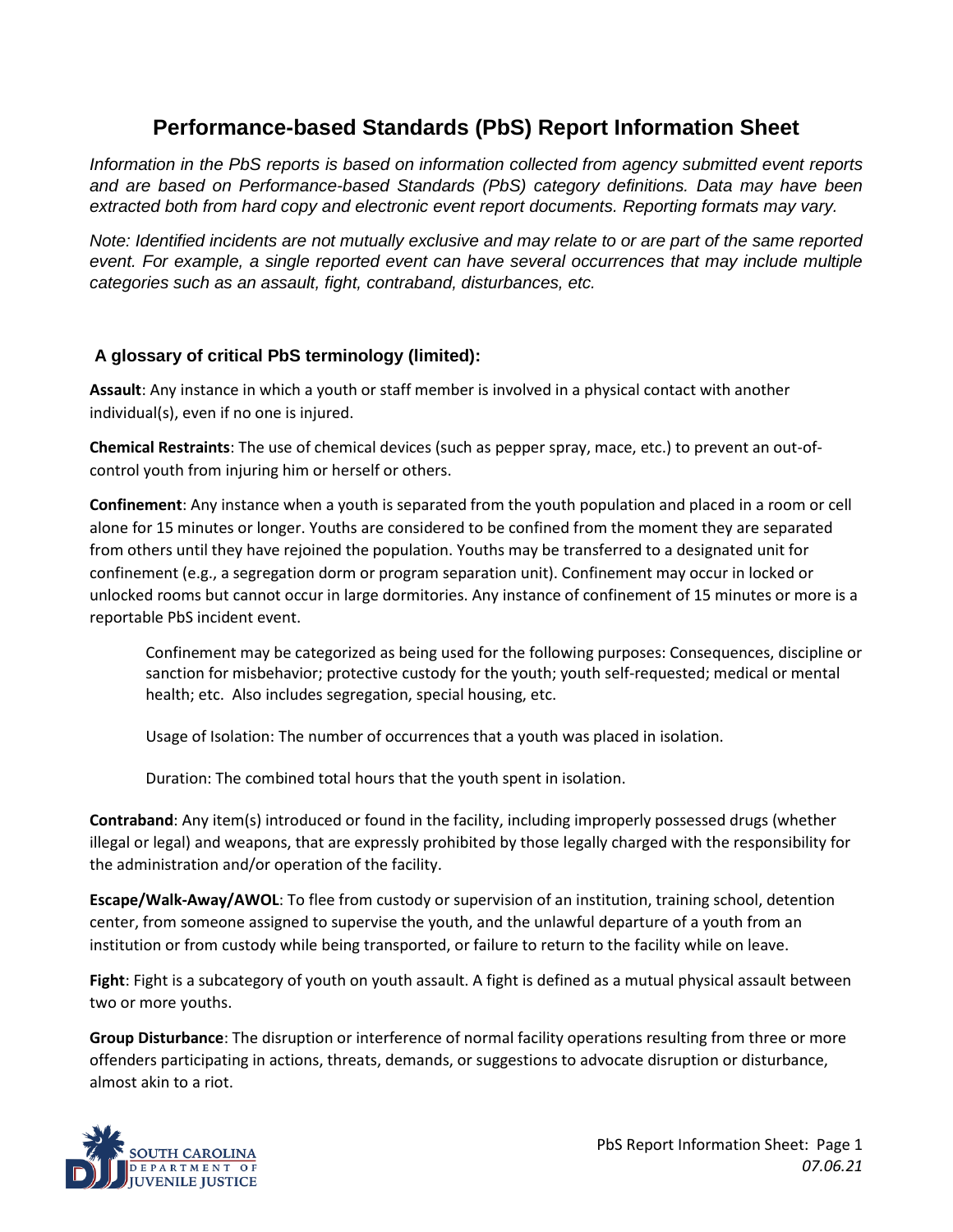# Performance-based Standards (PbS) Report Information Sheet

*Information in the PbS reports is based on information collected from agency submitted event reports and are based on Performance-based Standards (PbS) category definitions. Data may have been extracted both from hard copy and electronic event report documents. Reporting formats may vary.*

*Note: Identified incidents are not mutually exclusive and may relate to or are part of the same reported event. For example, a single reported event can have several occurrences that may include multiple categories such as an assault, fight, contraband, disturbances, etc.*

## A glossary of critical PbS terminology (limited):

**Assault**: Any instance in which a youth or staff member is involved in a physical contact with another individual(s), even if no one is injured.

**Chemical Restraints**: The use of chemical devices (such as pepper spray, mace, etc.) to prevent an out-of-control youth from injuring him or herself or others.

**Confinement**: Any instance when a youth is separated from the youth population and placed in a room or cell alone for 15 minutes or longer. Youths are considered to be confined from the moment they are separated from others until they have rejoined the population. Youths may be transferred to a designated unit for confinement (e.g., a segregation dorm or program separation unit). Confinement may occur in locked or unlocked rooms but cannot occur in large dormitories. Any instance of confinement of 15 minutes or more is a reportable PbS incident event.

> Confinement may be categorized as being used for the following purposes: Consequences, discipline or sanction for misbehavior; protective custody for the youth; youth self-requested; medical or mental health; etc. Also includes segregation, special housing, etc.
>
> Usage of Isolation: The number of occurrences that a youth was placed in isolation.
>
> Duration: The combined total hours that the youth spent in isolation.

**Contraband**: Any item(s) introduced or found in the facility, including improperly possessed drugs (whether illegal or legal) and weapons, that are expressly prohibited by those legally charged with the responsibility for the administration and/or operation of the facility.

**Escape/Walk-Away/AWOL**: To flee from custody or supervision of an institution, training school, detention center, from someone assigned to supervise the youth, and the unlawful departure of a youth from an institution or from custody while being transported, or failure to return to the facility while on leave.

**Fight**: Fight is a subcategory of youth on youth assault. A fight is defined as a mutual physical assault between two or more youths.

**Group Disturbance**: The disruption or interference of normal facility operations resulting from three or more offenders participating in actions, threats, demands, or suggestions to advocate disruption or disturbance, almost akin to a riot.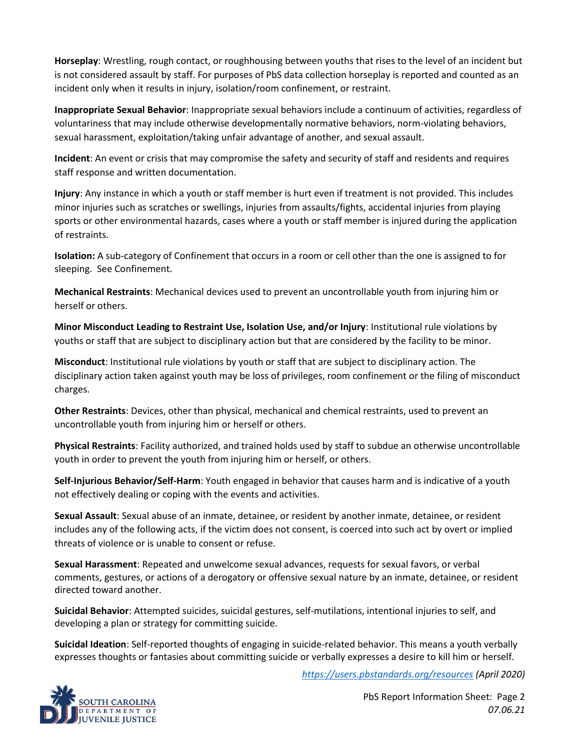**Horseplay**: Wrestling, rough contact, or roughhousing between youths that rises to the level of an incident but is not considered assault by staff. For purposes of PbS data collection horseplay is reported and counted as an incident only when it results in injury, isolation/room confinement, or restraint.

**Inappropriate Sexual Behavior**: Inappropriate sexual behaviors include a continuum of activities, regardless of voluntariness that may include otherwise developmentally normative behaviors, norm-violating behaviors, sexual harassment, exploitation/taking unfair advantage of another, and sexual assault.

**Incident**: An event or crisis that may compromise the safety and security of staff and residents and requires staff response and written documentation.

**Injury**: Any instance in which a youth or staff member is hurt even if treatment is not provided. This includes minor injuries such as scratches or swellings, injuries from assaults/fights, accidental injuries from playing sports or other environmental hazards, cases where a youth or staff member is injured during the application of restraints.

**Isolation:** A sub-category of Confinement that occurs in a room or cell other than the one is assigned to for sleeping. See Confinement.

**Mechanical Restraints**: Mechanical devices used to prevent an uncontrollable youth from injuring him or herself or others.

**Minor Misconduct Leading to Restraint Use, Isolation Use, and/or Injury**: Institutional rule violations by youths or staff that are subject to disciplinary action but that are considered by the facility to be minor.

**Misconduct**: Institutional rule violations by youth or staff that are subject to disciplinary action. The disciplinary action taken against youth may be loss of privileges, room confinement or the filing of misconduct charges.

**Other Restraints**: Devices, other than physical, mechanical and chemical restraints, used to prevent an uncontrollable youth from injuring him or herself or others.

**Physical Restraints**: Facility authorized, and trained holds used by staff to subdue an otherwise uncontrollable youth in order to prevent the youth from injuring him or herself, or others.

**Self-Injurious Behavior/Self-Harm**: Youth engaged in behavior that causes harm and is indicative of a youth not effectively dealing or coping with the events and activities.

**Sexual Assault**: Sexual abuse of an inmate, detainee, or resident by another inmate, detainee, or resident includes any of the following acts, if the victim does not consent, is coerced into such act by overt or implied threats of violence or is unable to consent or refuse.

**Sexual Harassment**: Repeated and unwelcome sexual advances, requests for sexual favors, or verbal comments, gestures, or actions of a derogatory or offensive sexual nature by an inmate, detainee, or resident directed toward another.

**Suicidal Behavior**: Attempted suicides, suicidal gestures, self-mutilations, intentional injuries to self, and developing a plan or strategy for committing suicide.

**Suicidal Ideation**: Self-reported thoughts of engaging in suicide-related behavior. This means a youth verbally expresses thoughts or fantasies about committing suicide or verbally expresses a desire to kill him or herself.

*https://users.pbstandards.org/resources (April 2020)*

SOUTH CAROLINA DEPARTMENT OF JUVENILE JUSTICE

PbS Report Information Sheet: Page 2
*07.06.21*